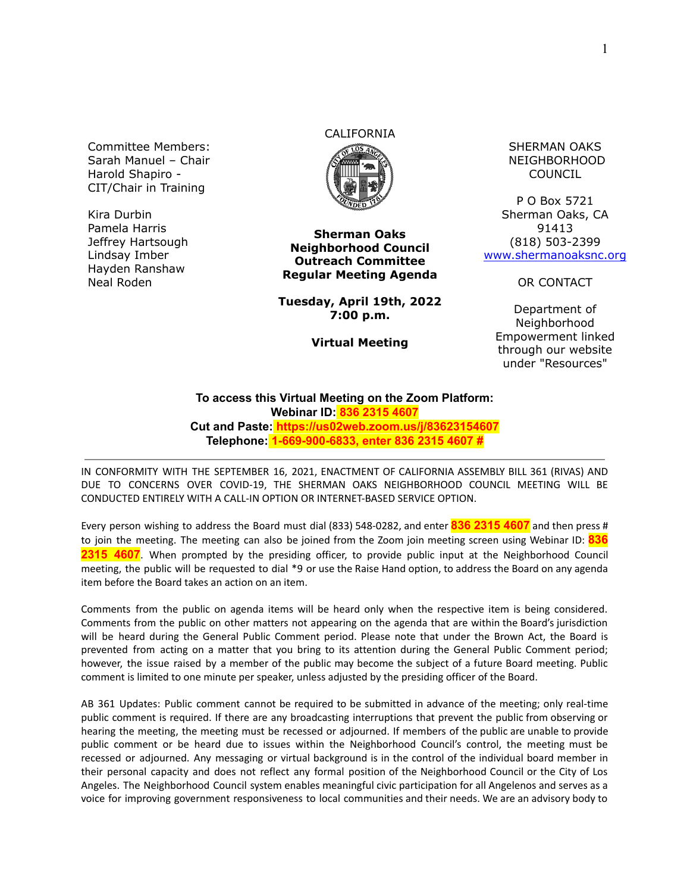Committee Members:
Sarah Manuel – Chair
Harold Shapiro - CIT/Chair in Training

Kira Durbin
Pamela Harris
Jeffrey Hartsough
Lindsay Imber
Hayden Ranshaw
Neal Roden

CALIFORNIA

**Sherman Oaks Neighborhood Council Outreach Committee Regular Meeting Agenda**

**Tuesday, April 19th, 2022**
**7:00 p.m.**

**Virtual Meeting**

SHERMAN OAKS NEIGHBORHOOD COUNCIL

P O Box 5721
Sherman Oaks, CA 91413
(818) 503-2399
www.shermanoaksnc.org

OR CONTACT

Department of Neighborhood Empowerment linked through our website under "Resources"

**To access this Virtual Meeting on the Zoom Platform:**
**Webinar ID: 836 2315 4607**
**Cut and Paste: https://us02web.zoom.us/j/83623154607**
**Telephone: 1-669-900-6833, enter 836 2315 4607 #**

---

IN CONFORMITY WITH THE SEPTEMBER 16, 2021, ENACTMENT OF CALIFORNIA ASSEMBLY BILL 361 (RIVAS) AND DUE TO CONCERNS OVER COVID-19, THE SHERMAN OAKS NEIGHBORHOOD COUNCIL MEETING WILL BE CONDUCTED ENTIRELY WITH A CALL-IN OPTION OR INTERNET-BASED SERVICE OPTION.

Every person wishing to address the Board must dial (833) 548-0282, and enter **836 2315 4607** and then press # to join the meeting. The meeting can also be joined from the Zoom join meeting screen using Webinar ID: **836 2315 4607**. When prompted by the presiding officer, to provide public input at the Neighborhood Council meeting, the public will be requested to dial *9 or use the Raise Hand option, to address the Board on any agenda item before the Board takes an action on an item.

Comments from the public on agenda items will be heard only when the respective item is being considered. Comments from the public on other matters not appearing on the agenda that are within the Board's jurisdiction will be heard during the General Public Comment period. Please note that under the Brown Act, the Board is prevented from acting on a matter that you bring to its attention during the General Public Comment period; however, the issue raised by a member of the public may become the subject of a future Board meeting. Public comment is limited to one minute per speaker, unless adjusted by the presiding officer of the Board.

AB 361 Updates: Public comment cannot be required to be submitted in advance of the meeting; only real-time public comment is required. If there are any broadcasting interruptions that prevent the public from observing or hearing the meeting, the meeting must be recessed or adjourned. If members of the public are unable to provide public comment or be heard due to issues within the Neighborhood Council's control, the meeting must be recessed or adjourned. Any messaging or virtual background is in the control of the individual board member in their personal capacity and does not reflect any formal position of the Neighborhood Council or the City of Los Angeles. The Neighborhood Council system enables meaningful civic participation for all Angelenos and serves as a voice for improving government responsiveness to local communities and their needs. We are an advisory body to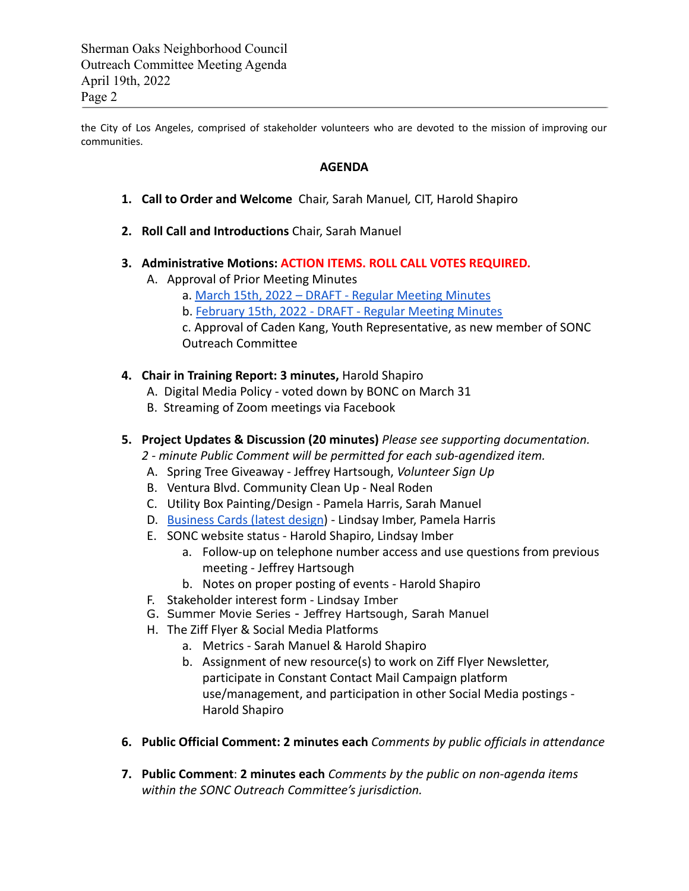the City of Los Angeles, comprised of stakeholder volunteers who are devoted to the mission of improving our communities.

## AGENDA

1. **Call to Order and Welcome** Chair, Sarah Manuel, CIT, Harold Shapiro

2. **Roll Call and Introductions** Chair, Sarah Manuel

3. **Administrative Motions: ACTION ITEMS. ROLL CALL VOTES REQUIRED.**
   A. Approval of Prior Meeting Minutes
      a. March 15th, 2022 – DRAFT - Regular Meeting Minutes
      b. February 15th, 2022 - DRAFT - Regular Meeting Minutes
      c. Approval of Caden Kang, Youth Representative, as new member of SONC Outreach Committee

4. **Chair in Training Report: 3 minutes,** Harold Shapiro
   A. Digital Media Policy - voted down by BONC on March 31
   B. Streaming of Zoom meetings via Facebook

5. **Project Updates & Discussion (20 minutes)** *Please see supporting documentation. 2 - minute Public Comment will be permitted for each sub-agendized item.*
   A. Spring Tree Giveaway - Jeffrey Hartsough, *Volunteer Sign Up*
   B. Ventura Blvd. Community Clean Up - Neal Roden
   C. Utility Box Painting/Design - Pamela Harris, Sarah Manuel
   D. Business Cards (latest design) - Lindsay Imber, Pamela Harris
   E. SONC website status - Harold Shapiro, Lindsay Imber
      a. Follow-up on telephone number access and use questions from previous meeting - Jeffrey Hartsough
      b. Notes on proper posting of events - Harold Shapiro
   F. Stakeholder interest form - Lindsay Imber
   G. Summer Movie Series - Jeffrey Hartsough, Sarah Manuel
   H. The Ziff Flyer & Social Media Platforms
      a. Metrics - Sarah Manuel & Harold Shapiro
      b. Assignment of new resource(s) to work on Ziff Flyer Newsletter, participate in Constant Contact Mail Campaign platform use/management, and participation in other Social Media postings - Harold Shapiro

6. **Public Official Comment: 2 minutes each** *Comments by public officials in attendance*

7. **Public Comment**: **2 minutes each** *Comments by the public on non-agenda items within the SONC Outreach Committee's jurisdiction.*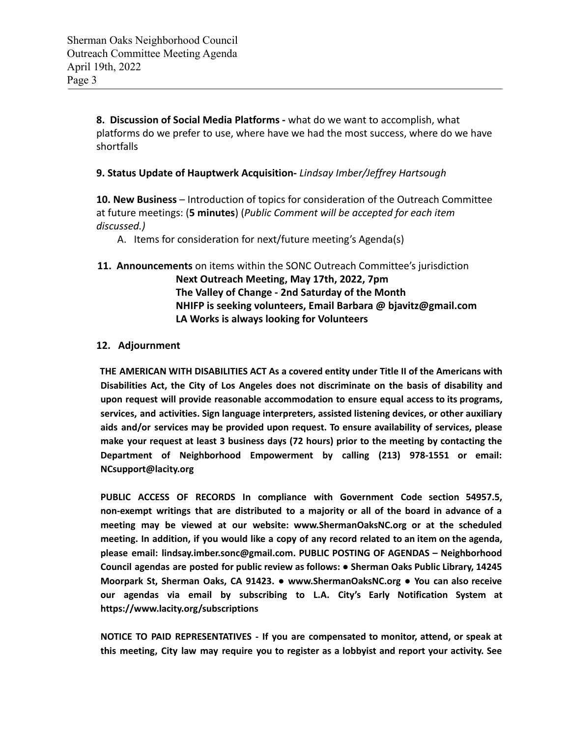**8. Discussion of Social Media Platforms -** what do we want to accomplish, what platforms do we prefer to use, where have we had the most success, where do we have shortfalls

**9. Status Update of Hauptwerk Acquisition-** *Lindsay Imber/Jeffrey Hartsough*

**10. New Business** – Introduction of topics for consideration of the Outreach Committee at future meetings: (**5 minutes**) (*Public Comment will be accepted for each item discussed.)*

A. Items for consideration for next/future meeting's Agenda(s)

**11. Announcements** on items within the SONC Outreach Committee's jurisdiction

**Next Outreach Meeting, May 17th, 2022, 7pm**
**The Valley of Change - 2nd Saturday of the Month**
**NHIFP is seeking volunteers, Email Barbara @ bjavitz@gmail.com**
**LA Works is always looking for Volunteers**

**12. Adjournment**

**THE AMERICAN WITH DISABILITIES ACT As a covered entity under Title II of the Americans with Disabilities Act, the City of Los Angeles does not discriminate on the basis of disability and upon request will provide reasonable accommodation to ensure equal access to its programs, services, and activities. Sign language interpreters, assisted listening devices, or other auxiliary aids and/or services may be provided upon request. To ensure availability of services, please make your request at least 3 business days (72 hours) prior to the meeting by contacting the Department of Neighborhood Empowerment by calling (213) 978-1551 or email: NCsupport@lacity.org**

**PUBLIC ACCESS OF RECORDS In compliance with Government Code section 54957.5, non-exempt writings that are distributed to a majority or all of the board in advance of a meeting may be viewed at our website: www.ShermanOaksNC.org or at the scheduled meeting. In addition, if you would like a copy of any record related to an item on the agenda, please email: lindsay.imber.sonc@gmail.com. PUBLIC POSTING OF AGENDAS – Neighborhood Council agendas are posted for public review as follows: ● Sherman Oaks Public Library, 14245 Moorpark St, Sherman Oaks, CA 91423. ● www.ShermanOaksNC.org ● You can also receive our agendas via email by subscribing to L.A. City's Early Notification System at https://www.lacity.org/subscriptions**

**NOTICE TO PAID REPRESENTATIVES - If you are compensated to monitor, attend, or speak at this meeting, City law may require you to register as a lobbyist and report your activity. See**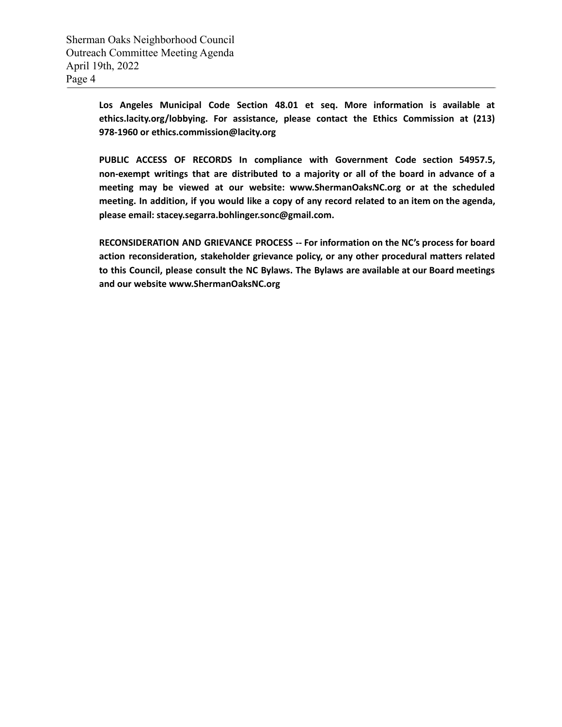**Los Angeles Municipal Code Section 48.01 et seq. More information is available at ethics.lacity.org/lobbying. For assistance, please contact the Ethics Commission at (213) 978-1960 or ethics.commission@lacity.org**

**PUBLIC ACCESS OF RECORDS In compliance with Government Code section 54957.5, non-exempt writings that are distributed to a majority or all of the board in advance of a meeting may be viewed at our website: www.ShermanOaksNC.org or at the scheduled meeting. In addition, if you would like a copy of any record related to an item on the agenda, please email: stacey.segarra.bohlinger.sonc@gmail.com.**

**RECONSIDERATION AND GRIEVANCE PROCESS -- For information on the NC's process for board action reconsideration, stakeholder grievance policy, or any other procedural matters related to this Council, please consult the NC Bylaws. The Bylaws are available at our Board meetings and our website www.ShermanOaksNC.org**